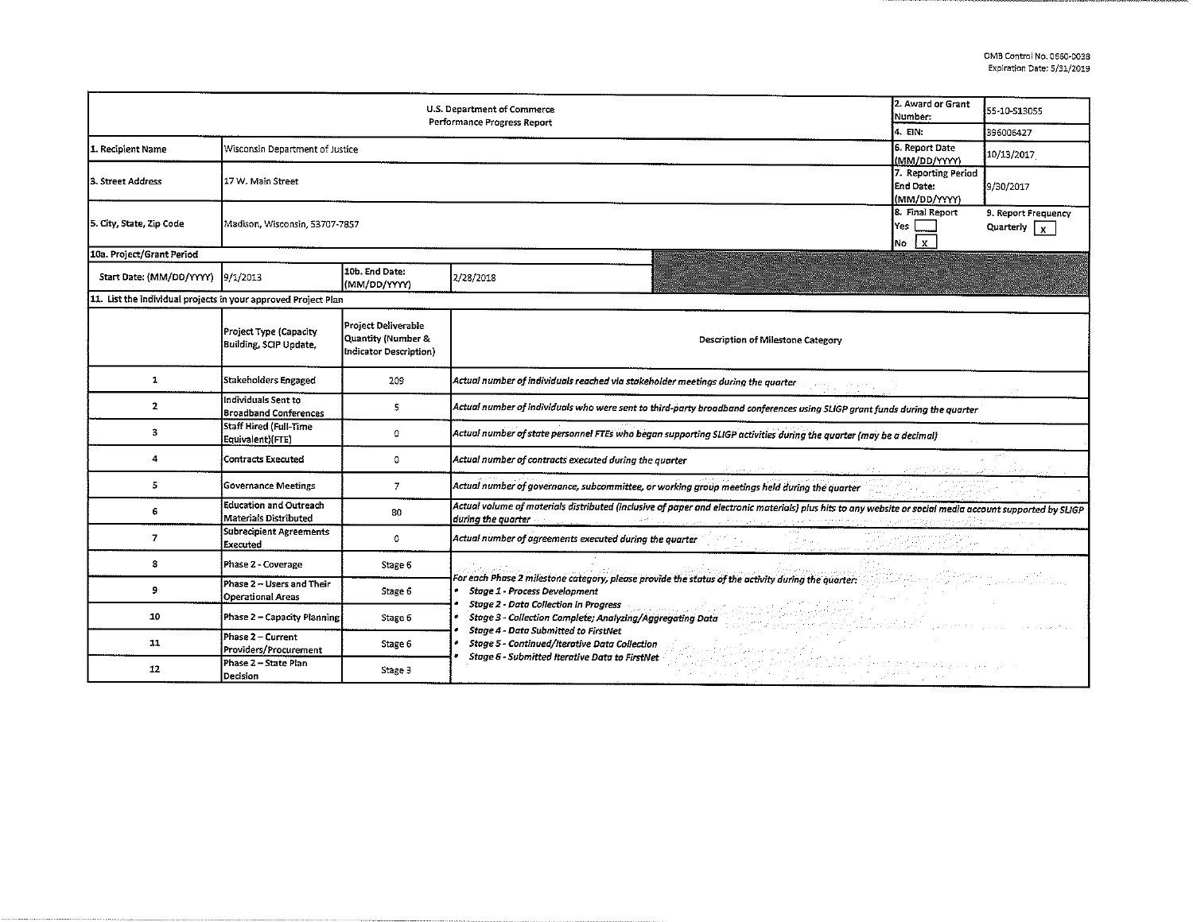OMB Control No. 0660-0038
Expiration Date: 5/31/2019

| U.S. Department of Commerce<br>Performance Progress Report | | | | 2. Award or Grant Number: | 55-10-S13055 |
|---|---|---|---|---|---|
| | | | | 4. EIN: | 396006427 |
| 1. Recipient Name | Wisconsin Department of Justice | | | 6. Report Date (MM/DD/YYYY) | 10/13/2017 |
| 3. Street Address | 17 W. Main Street | | | 7. Reporting Period End Date: (MM/DD/YYYY) | 9/30/2017 |
| 5. City, State, Zip Code | Madison, Wisconsin, 53707-7857 | | | 8. Final Report<br>Yes [ ]<br>No [x] | 9. Report Frequency<br>Quarterly [x] |
| 10a. Project/Grant Period | | | | | |
| Start Date: (MM/DD/YYYY) | 9/1/2013 | 10b. End Date: (MM/DD/YYYY) | 2/28/2018 | | |

11. List the individual projects in your approved Project Plan

| | Project Type (Capacity Building, SCIP Update, | Project Deliverable Quantity (Number & Indicator Description) | Description of Milestone Category |
|---|---|---|---|
| 1 | Stakeholders Engaged | 209 | *Actual number of individuals reached via stakeholder meetings during the quarter* |
| 2 | Individuals Sent to Broadband Conferences | 5 | *Actual number of individuals who were sent to third-party broadband conferences using SLIGP grant funds during the quarter* |
| 3 | Staff Hired (Full-Time Equivalent)(FTE) | 0 | *Actual number of state personnel FTEs who began supporting SLIGP activities during the quarter (may be a decimal)* |
| 4 | Contracts Executed | 0 | *Actual number of contracts executed during the quarter* |
| 5 | Governance Meetings | 7 | *Actual number of governance, subcommittee, or working group meetings held during the quarter* |
| 6 | Education and Outreach Materials Distributed | 80 | *Actual volume of materials distributed (inclusive of paper and electronic materials) plus hits to any website or social media account supported by SLIGP during the quarter* |
| 7 | Subrecipient Agreements Executed | 0 | *Actual number of agreements executed during the quarter* |
| 8 | Phase 2 - Coverage | Stage 6 | *For each Phase 2 milestone category, please provide the status of the activity during the quarter:*<br>• ***Stage 1 - Process Development***<br>• ***Stage 2 - Data Collection in Progress***<br>• ***Stage 3 - Collection Complete; Analyzing/Aggregating Data***<br>• ***Stage 4 - Data Submitted to FirstNet***<br>• ***Stage 5 - Continued/Iterative Data Collection***<br>• ***Stage 6 - Submitted Iterative Data to FirstNet*** |
| 9 | Phase 2 – Users and Their Operational Areas | Stage 6 | |
| 10 | Phase 2 – Capacity Planning | Stage 6 | |
| 11 | Phase 2 – Current Providers/Procurement | Stage 6 | |
| 12 | Phase 2 – State Plan Decision | Stage 3 | |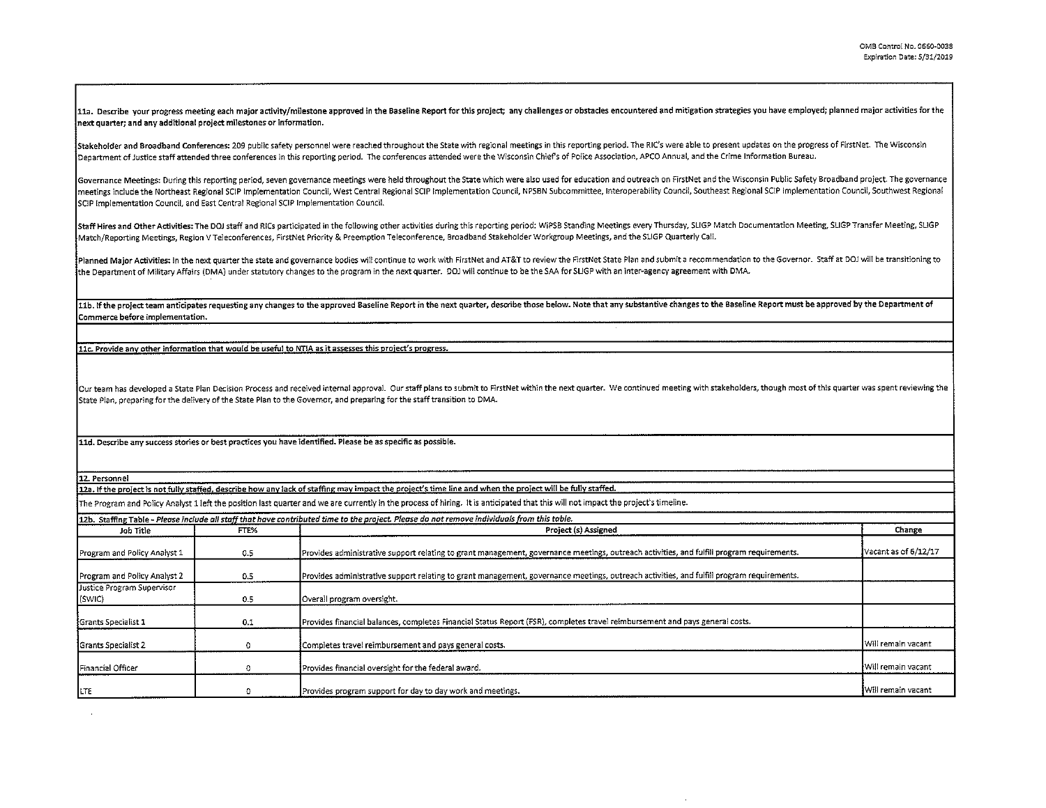**11a. Describe your progress meeting each major activity/milestone approved in the Baseline Report for this project; any challenges or obstacles encountered and mitigation strategies you have employed; planned major activities for the next quarter; and any additional project milestones or information.**

Stakeholder and Broadband Conferences: 209 public safety personnel were reached throughout the State with regional meetings in this reporting period. The RIC's were able to present updates on the progress of FirstNet. The Wisconsin Department of Justice staff attended three conferences in this reporting period. The conferences attended were the Wisconsin Chief's of Police Association, APCO Annual, and the Crime Information Bureau.

Governance Meetings: During this reporting period, seven governance meetings were held throughout the State which were also used for education and outreach on FirstNet and the Wisconsin Public Safety Broadband project. The governance meetings include the Northeast Regional SCIP Implementation Council, West Central Regional SCIP Implementation Council, NPSBN Subcommittee, Interoperability Council, Southeast Regional SCIP Implementation Council, Southwest Regional SCIP Implementation Council, and East Central Regional SCIP Implementation Council.

Staff Hires and Other Activities: The DOJ staff and RICs participated in the following other activities during this reporting period: WiPSB Standing Meetings every Thursday, SLIGP Match Documentation Meeting, SLIGP Transfer Meeting, SLIGP Match/Reporting Meetings, Region V Teleconferences, FirstNet Priority & Preemption Teleconference, Broadband Stakeholder Workgroup Meetings, and the SLIGP Quarterly Call.

Planned Major Activities: In the next quarter the state and governance bodies will continue to work with FirstNet and AT&T to review the FirstNet State Plan and submit a recommendation to the Governor. Staff at DOJ will be transitioning to the Department of Military Affairs (DMA) under statutory changes to the program in the next quarter. DOJ will continue to be the SAA for SLIGP with an inter-agency agreement with DMA.

**11b. If the project team anticipates requesting any changes to the approved Baseline Report in the next quarter, describe those below. Note that any substantive changes to the Baseline Report must be approved by the Department of Commerce before implementation.**

**11c. Provide any other information that would be useful to NTIA as it assesses this project's progress.**

Our team has developed a State Plan Decision Process and received internal approval. Our staff plans to submit to FirstNet within the next quarter. We continued meeting with stakeholders, though most of this quarter was spent reviewing the State Plan, preparing for the delivery of the State Plan to the Governor, and preparing for the staff transition to DMA.

**11d. Describe any success stories or best practices you have identified. Please be as specific as possible.**

**12. Personnel**

**12a. If the project is not fully staffed, describe how any lack of staffing may impact the project's time line and when the project will be fully staffed.**

The Program and Policy Analyst 1 left the position last quarter and we are currently in the process of hiring. It is anticipated that this will not impact the project's timeline.

**12b. Staffing Table** - *Please include all staff that have contributed time to the project. Please do not remove individuals from this table.*

| Job Title | FTE% | Project (s) Assigned | Change |
|---|---|---|---|
| Program and Policy Analyst 1 | 0.5 | Provides administrative support relating to grant management, governance meetings, outreach activities, and fulfill program requirements. | Vacant as of 6/12/17 |
| Program and Policy Analyst 2 | 0.5 | Provides administrative support relating to grant management, governance meetings, outreach activities, and fulfill program requirements. | |
| Justice Program Supervisor (SWIC) | 0.5 | Overall program oversight. | |
| Grants Specialist 1 | 0.1 | Provides financial balances, completes Financial Status Report (FSR), completes travel reimbursement and pays general costs. | |
| Grants Specialist 2 | 0 | Completes travel reimbursement and pays general costs. | Will remain vacant |
| Financial Officer | 0 | Provides financial oversight for the federal award. | Will remain vacant |
| LTE | 0 | Provides program support for day to day work and meetings. | Will remain vacant |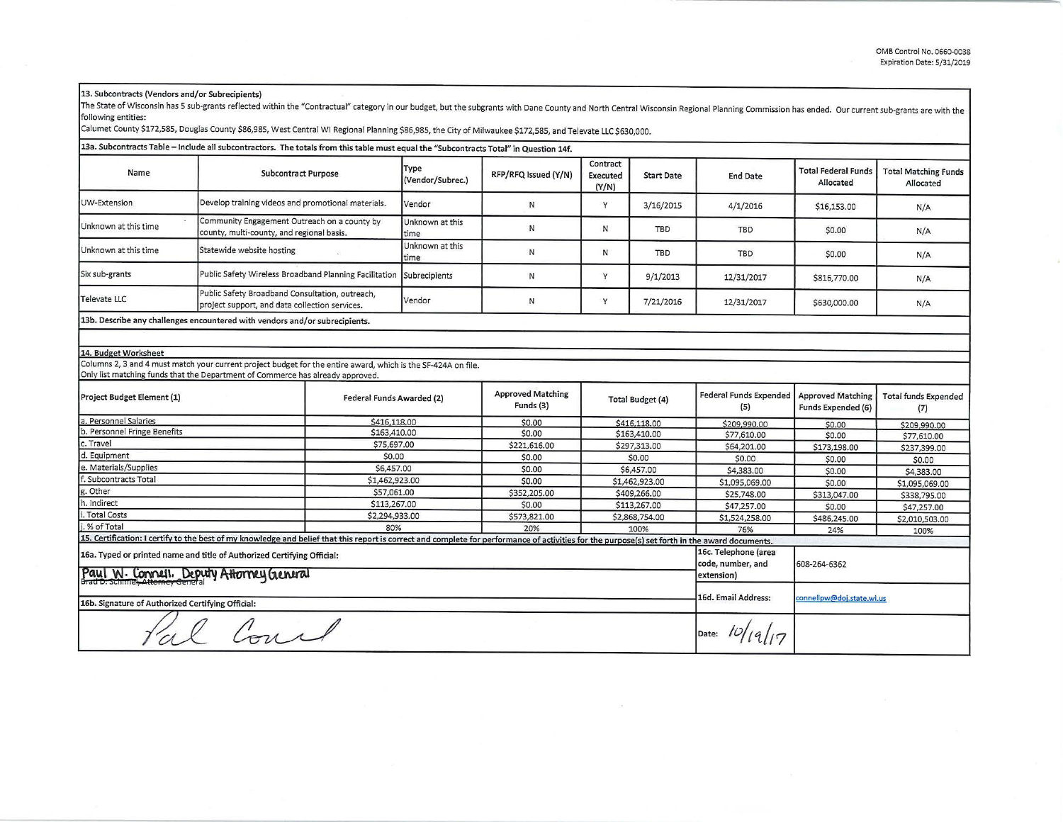OMB Control No. 0660-0038
Expiration Date: 5/31/2019

**13. Subcontracts (Vendors and/or Subrecipients)**

The State of Wisconsin has 5 sub-grants reflected within the "Contractual" category in our budget, but the subgrants with Dane County and North Central Wisconsin Regional Planning Commission has ended. Our current sub-grants are with the following entities:
Calumet County $172,585, Douglas County $86,985, West Central WI Regional Planning $86,985, the City of Milwaukee $172,585, and Televate LLC $630,000.

**13a. Subcontracts Table – Include all subcontractors. The totals from this table must equal the "Subcontracts Total" in Question 14f.**

| Name | Subcontract Purpose | Type (Vendor/Subrec.) | RFP/RFQ Issued (Y/N) | Contract Executed (Y/N) | Start Date | End Date | Total Federal Funds Allocated | Total Matching Funds Allocated |
|---|---|---|---|---|---|---|---|---|
| UW-Extension | Develop training videos and promotional materials. | Vendor | N | Y | 3/16/2015 | 4/1/2016 | $16,153.00 | N/A |
| Unknown at this time | Community Engagement Outreach on a county by county, multi-county, and regional basis. | Unknown at this time | N | N | TBD | TBD | $0.00 | N/A |
| Unknown at this time | Statewide website hosting | Unknown at this time | N | N | TBD | TBD | $0.00 | N/A |
| Six sub-grants | Public Safety Wireless Broadband Planning Facilitation | Subrecipients | N | Y | 9/1/2013 | 12/31/2017 | $816,770.00 | N/A |
| Televate LLC | Public Safety Broadband Consultation, outreach, project support, and data collection services. | Vendor | N | Y | 7/21/2016 | 12/31/2017 | $630,000.00 | N/A |

**13b. Describe any challenges encountered with vendors and/or subrecipients.**

**14. Budget Worksheet**

Columns 2, 3 and 4 must match your current project budget for the entire award, which is the SF-424A on file.
Only list matching funds that the Department of Commerce has already approved.

| Project Budget Element (1) | Federal Funds Awarded (2) | Approved Matching Funds (3) | Total Budget (4) | Federal Funds Expended (5) | Approved Matching Funds Expended (6) | Total funds Expended (7) |
|---|---|---|---|---|---|---|
| a. Personnel Salaries | $416,118.00 | $0.00 | $416,118.00 | $209,990.00 | $0.00 | $209,990.00 |
| b. Personnel Fringe Benefits | $163,410.00 | $0.00 | $163,410.00 | $77,610.00 | $0.00 | $77,610.00 |
| c. Travel | $75,697.00 | $221,616.00 | $297,313.00 | $64,201.00 | $173,198.00 | $237,399.00 |
| d. Equipment | $0.00 | $0.00 | $0.00 | $0.00 | $0.00 | $0.00 |
| e. Materials/Supplies | $6,457.00 | $0.00 | $6,457.00 | $4,383.00 | $0.00 | $4,383.00 |
| f. Subcontracts Total | $1,462,923.00 | $0.00 | $1,462,923.00 | $1,095,069.00 | $0.00 | $1,095,069.00 |
| g. Other | $57,061.00 | $352,205.00 | $409,266.00 | $25,748.00 | $313,047.00 | $338,795.00 |
| h. Indirect | $113,267.00 | $0.00 | $113,267.00 | $47,257.00 | $0.00 | $47,257.00 |
| i. Total Costs | $2,294,933.00 | $573,821.00 | $2,868,754.00 | $1,524,258.00 | $486,245.00 | $2,010,503.00 |
| j. % of Total | 80% | 20% | 100% | 76% | 24% | 100% |

**15. Certification: I certify to the best of my knowledge and belief that this report is correct and complete for performance of activities for the purpose(s) set forth in the award documents.**

| | |
|---|---|
| 16a. Typed or printed name and title of Authorized Certifying Official: Paul W. Connell, Deputy Attorney General ~~Brad D. Schimel, Attorney General~~ | 16c. Telephone (area code, number, and extension): 608-264-6362 |
| | 16d. Email Address: connellpw@doj.state.wi.us |
| 16b. Signature of Authorized Certifying Official: Paul Connell | Date: 10/19/17 |